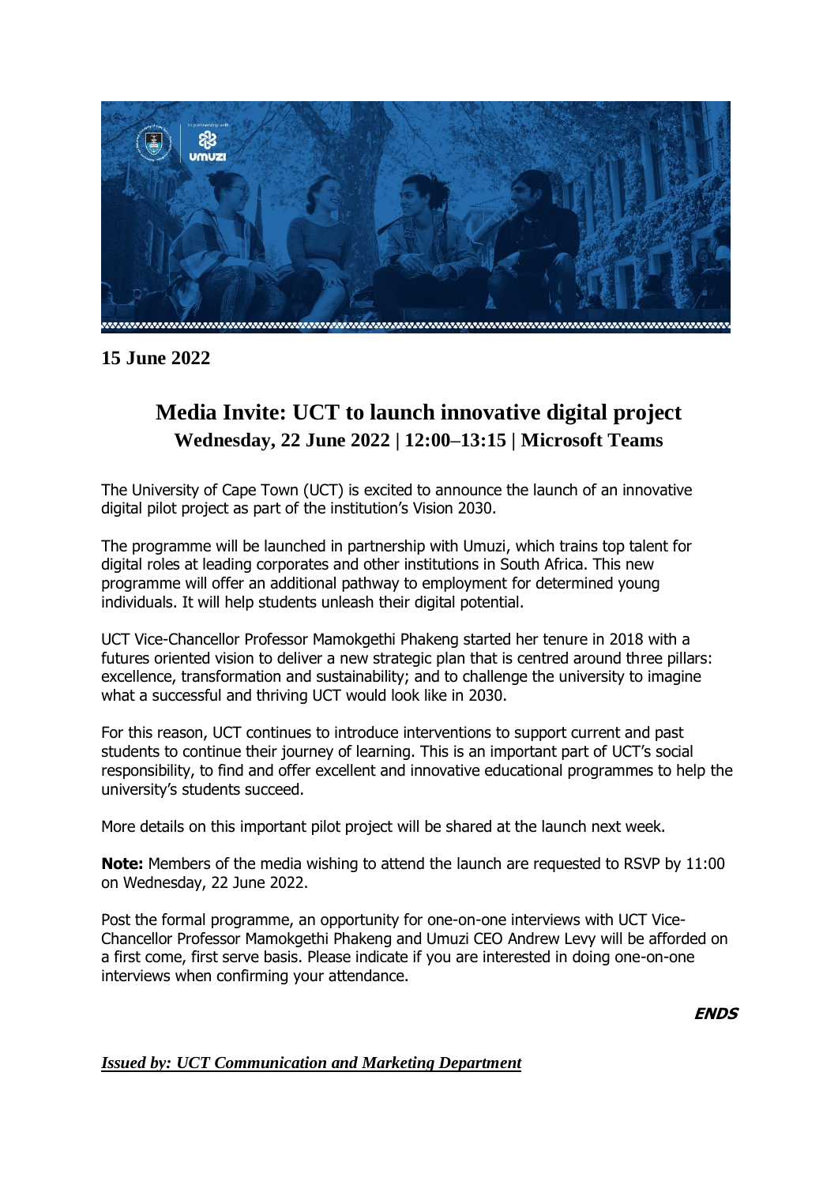**15 June 2022**

# Media Invite: UCT to launch innovative digital project

## Wednesday, 22 June 2022 | 12:00–13:15 | Microsoft Teams

The University of Cape Town (UCT) is excited to announce the launch of an innovative digital pilot project as part of the institution's Vision 2030.

The programme will be launched in partnership with Umuzi, which trains top talent for digital roles at leading corporates and other institutions in South Africa. This new programme will offer an additional pathway to employment for determined young individuals. It will help students unleash their digital potential.

UCT Vice-Chancellor Professor Mamokgethi Phakeng started her tenure in 2018 with a futures oriented vision to deliver a new strategic plan that is centred around three pillars: excellence, transformation and sustainability; and to challenge the university to imagine what a successful and thriving UCT would look like in 2030.

For this reason, UCT continues to introduce interventions to support current and past students to continue their journey of learning. This is an important part of UCT's social responsibility, to find and offer excellent and innovative educational programmes to help the university's students succeed.

More details on this important pilot project will be shared at the launch next week.

**Note:** Members of the media wishing to attend the launch are requested to RSVP by 11:00 on Wednesday, 22 June 2022.

Post the formal programme, an opportunity for one-on-one interviews with UCT Vice-Chancellor Professor Mamokgethi Phakeng and Umuzi CEO Andrew Levy will be afforded on a first come, first serve basis. Please indicate if you are interested in doing one-on-one interviews when confirming your attendance.

***ENDS***

***Issued by: UCT Communication and Marketing Department***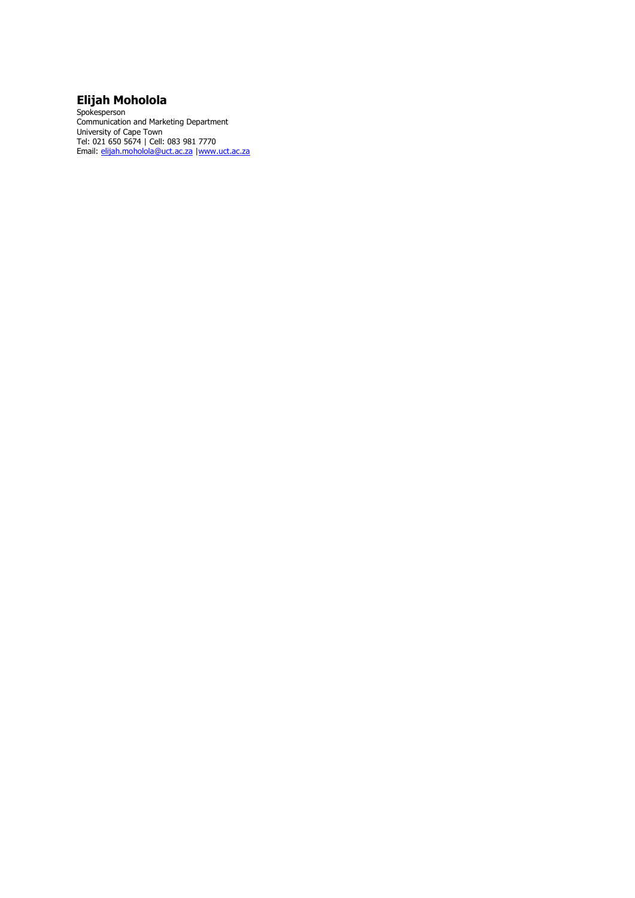**Elijah Moholola**
Spokesperson
Communication and Marketing Department
University of Cape Town
Tel: 021 650 5674 | Cell: 083 981 7770
Email: elijah.moholola@uct.ac.za |www.uct.ac.za